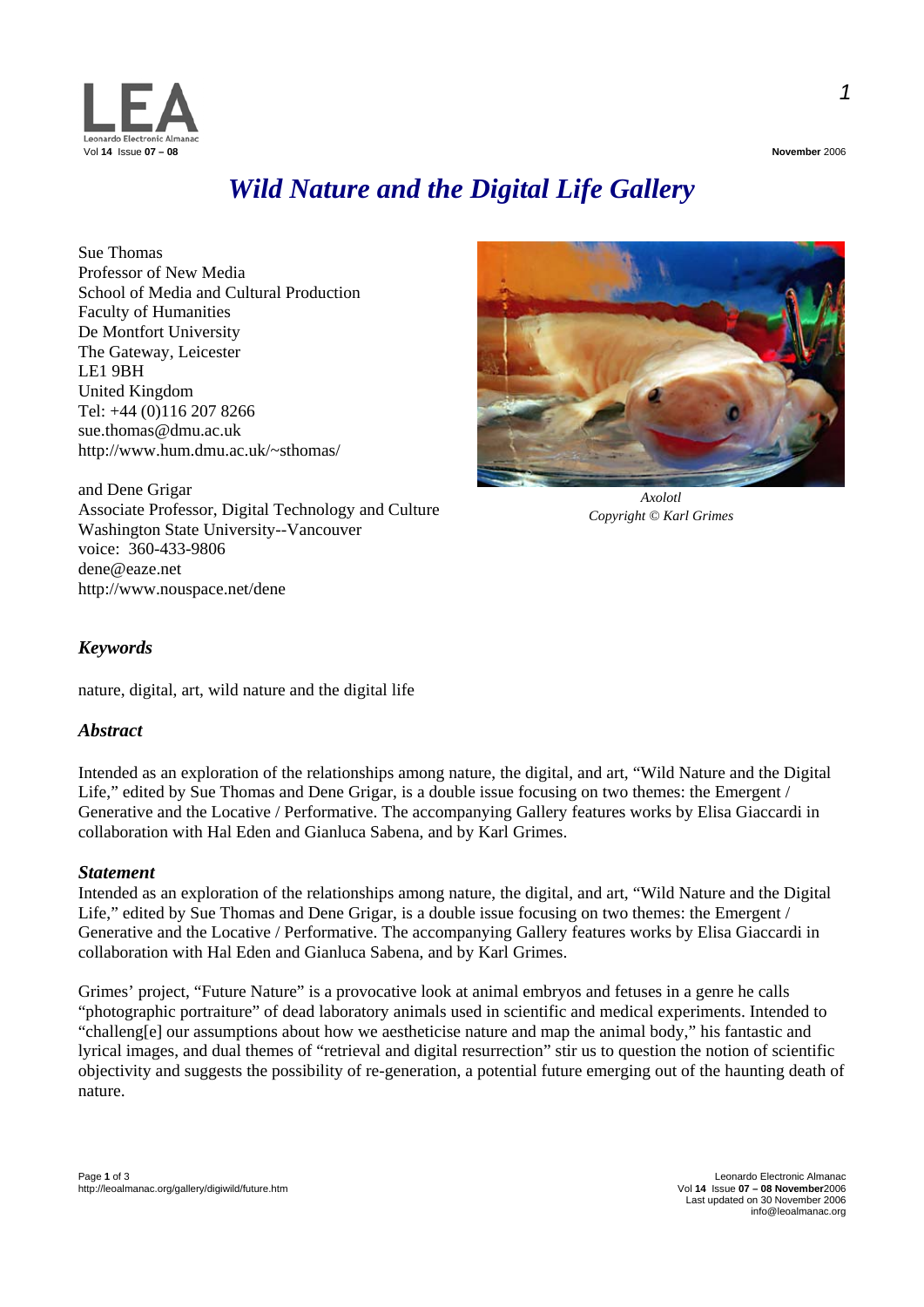# *Wild Nature and the Digital Life Gallery*

Sue Thomas
Professor of New Media
School of Media and Cultural Production
Faculty of Humanities
De Montfort University
The Gateway, Leicester
LE1 9BH
United Kingdom
Tel: +44 (0)116 207 8266
sue.thomas@dmu.ac.uk
http://www.hum.dmu.ac.uk/~sthomas/

and Dene Grigar
Associate Professor, Digital Technology and Culture
Washington State University--Vancouver
voice: 360-433-9806
dene@eaze.net
http://www.nouspace.net/dene

*Axolotl*
*Copyright © Karl Grimes*

## *Keywords*

nature, digital, art, wild nature and the digital life

## *Abstract*

Intended as an exploration of the relationships among nature, the digital, and art, "Wild Nature and the Digital Life," edited by Sue Thomas and Dene Grigar, is a double issue focusing on two themes: the Emergent / Generative and the Locative / Performative. The accompanying Gallery features works by Elisa Giaccardi in collaboration with Hal Eden and Gianluca Sabena, and by Karl Grimes.

## *Statement*

Intended as an exploration of the relationships among nature, the digital, and art, "Wild Nature and the Digital Life," edited by Sue Thomas and Dene Grigar, is a double issue focusing on two themes: the Emergent / Generative and the Locative / Performative. The accompanying Gallery features works by Elisa Giaccardi in collaboration with Hal Eden and Gianluca Sabena, and by Karl Grimes.

Grimes' project, "Future Nature" is a provocative look at animal embryos and fetuses in a genre he calls "photographic portraiture" of dead laboratory animals used in scientific and medical experiments. Intended to "challeng[e] our assumptions about how we aestheticise nature and map the animal body," his fantastic and lyrical images, and dual themes of "retrieval and digital resurrection" stir us to question the notion of scientific objectivity and suggests the possibility of re-generation, a potential future emerging out of the haunting death of nature.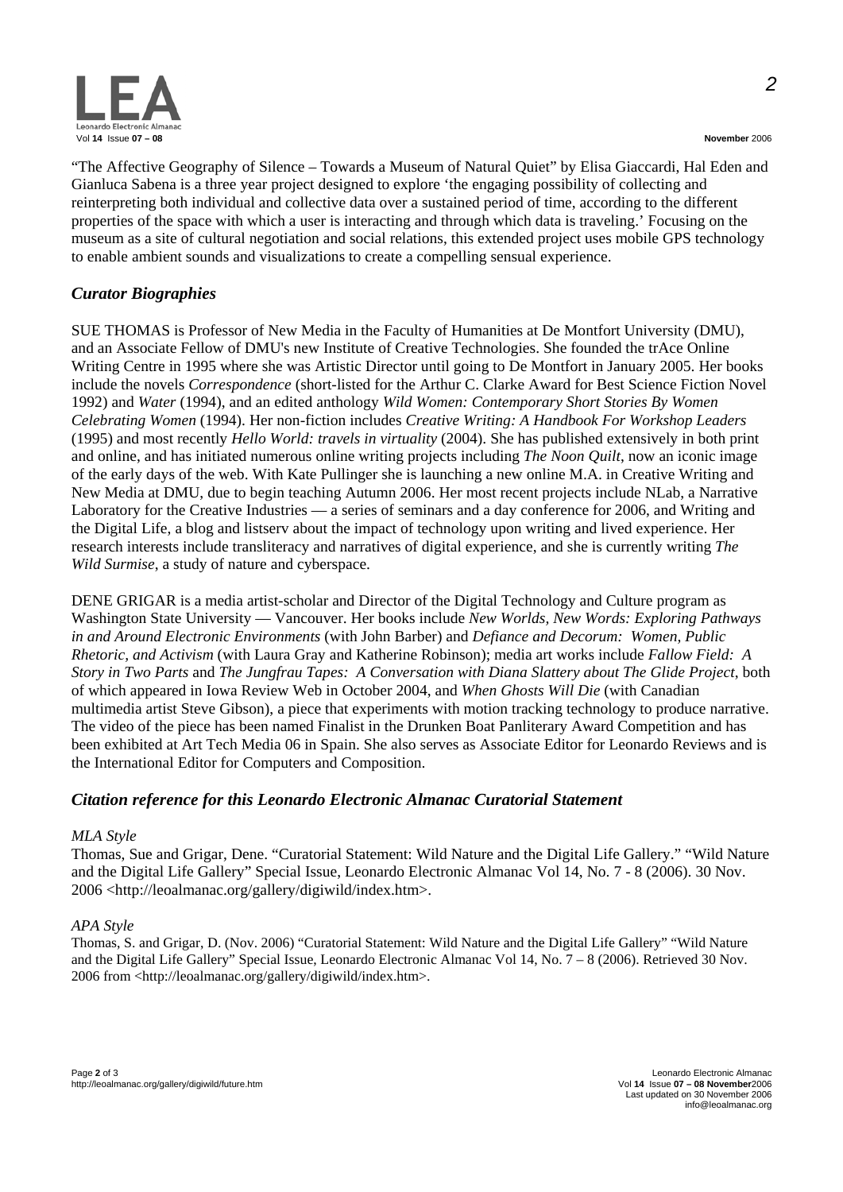"The Affective Geography of Silence – Towards a Museum of Natural Quiet" by Elisa Giaccardi, Hal Eden and Gianluca Sabena is a three year project designed to explore 'the engaging possibility of collecting and reinterpreting both individual and collective data over a sustained period of time, according to the different properties of the space with which a user is interacting and through which data is traveling.' Focusing on the museum as a site of cultural negotiation and social relations, this extended project uses mobile GPS technology to enable ambient sounds and visualizations to create a compelling sensual experience.

## *Curator Biographies*

SUE THOMAS is Professor of New Media in the Faculty of Humanities at De Montfort University (DMU), and an Associate Fellow of DMU's new Institute of Creative Technologies. She founded the trAce Online Writing Centre in 1995 where she was Artistic Director until going to De Montfort in January 2005. Her books include the novels *Correspondence* (short-listed for the Arthur C. Clarke Award for Best Science Fiction Novel 1992) and *Water* (1994), and an edited anthology *Wild Women: Contemporary Short Stories By Women Celebrating Women* (1994). Her non-fiction includes *Creative Writing: A Handbook For Workshop Leaders* (1995) and most recently *Hello World: travels in virtuality* (2004). She has published extensively in both print and online, and has initiated numerous online writing projects including *The Noon Quilt*, now an iconic image of the early days of the web. With Kate Pullinger she is launching a new online M.A. in Creative Writing and New Media at DMU, due to begin teaching Autumn 2006. Her most recent projects include NLab, a Narrative Laboratory for the Creative Industries — a series of seminars and a day conference for 2006, and Writing and the Digital Life, a blog and listserv about the impact of technology upon writing and lived experience. Her research interests include transliteracy and narratives of digital experience, and she is currently writing *The Wild Surmise*, a study of nature and cyberspace.

DENE GRIGAR is a media artist-scholar and Director of the Digital Technology and Culture program as Washington State University — Vancouver. Her books include *New Worlds, New Words: Exploring Pathways in and Around Electronic Environments* (with John Barber) and *Defiance and Decorum: Women, Public Rhetoric, and Activism* (with Laura Gray and Katherine Robinson); media art works include *Fallow Field: A Story in Two Parts* and *The Jungfrau Tapes: A Conversation with Diana Slattery about The Glide Project*, both of which appeared in Iowa Review Web in October 2004, and *When Ghosts Will Die* (with Canadian multimedia artist Steve Gibson), a piece that experiments with motion tracking technology to produce narrative. The video of the piece has been named Finalist in the Drunken Boat Panliterary Award Competition and has been exhibited at Art Tech Media 06 in Spain. She also serves as Associate Editor for Leonardo Reviews and is the International Editor for Computers and Composition.

## *Citation reference for this Leonardo Electronic Almanac Curatorial Statement*

*MLA Style*

Thomas, Sue and Grigar, Dene. "Curatorial Statement: Wild Nature and the Digital Life Gallery." "Wild Nature and the Digital Life Gallery" Special Issue, Leonardo Electronic Almanac Vol 14, No. 7 - 8 (2006). 30 Nov. 2006 <http://leoalmanac.org/gallery/digiwild/index.htm>.

*APA Style*

Thomas, S. and Grigar, D. (Nov. 2006) "Curatorial Statement: Wild Nature and the Digital Life Gallery" "Wild Nature and the Digital Life Gallery" Special Issue, Leonardo Electronic Almanac Vol 14, No. 7 – 8 (2006). Retrieved 30 Nov. 2006 from <http://leoalmanac.org/gallery/digiwild/index.htm>.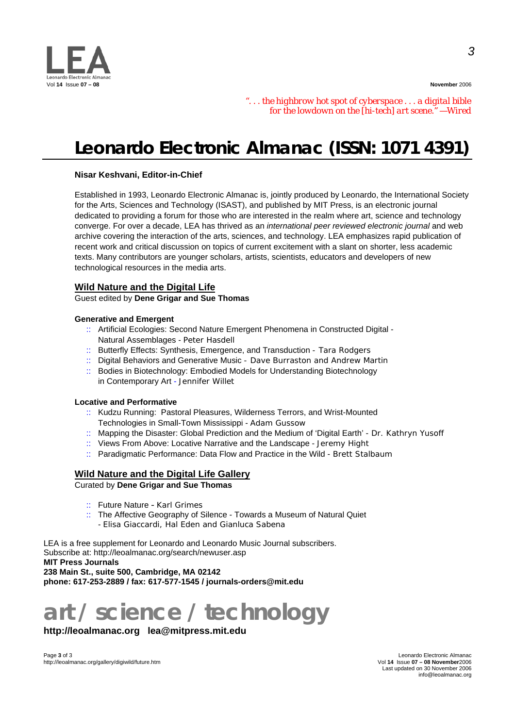*". . . the highbrow hot spot of cyberspace . . . a digital bible for the lowdown on the [hi-tech] art scene." —Wired*

# Leonardo Electronic Almanac (ISSN: 1071 4391)

**Nisar Keshvani, Editor-in-Chief**

Established in 1993, Leonardo Electronic Almanac is, jointly produced by Leonardo, the International Society for the Arts, Sciences and Technology (ISAST), and published by MIT Press, is an electronic journal dedicated to providing a forum for those who are interested in the realm where art, science and technology converge. For over a decade, LEA has thrived as an *international peer reviewed electronic journal* and web archive covering the interaction of the arts, sciences, and technology. LEA emphasizes rapid publication of recent work and critical discussion on topics of current excitement with a slant on shorter, less academic texts. Many contributors are younger scholars, artists, scientists, educators and developers of new technological resources in the media arts.

## Wild Nature and the Digital Life

Guest edited by **Dene Grigar and Sue Thomas**

### Generative and Emergent

- Artificial Ecologies: Second Nature Emergent Phenomena in Constructed Digital - Natural Assemblages - Peter Hasdell
- Butterfly Effects: Synthesis, Emergence, and Transduction - Tara Rodgers
- Digital Behaviors and Generative Music - Dave Burraston and Andrew Martin
- Bodies in Biotechnology: Embodied Models for Understanding Biotechnology in Contemporary Art - Jennifer Willet

### Locative and Performative

- Kudzu Running: Pastoral Pleasures, Wilderness Terrors, and Wrist-Mounted Technologies in Small-Town Mississippi - Adam Gussow
- Mapping the Disaster: Global Prediction and the Medium of 'Digital Earth' - Dr. Kathryn Yusoff
- Views From Above: Locative Narrative and the Landscape - Jeremy Hight
- Paradigmatic Performance: Data Flow and Practice in the Wild - Brett Stalbaum

## Wild Nature and the Digital Life Gallery

Curated by **Dene Grigar and Sue Thomas**

- Future Nature - Karl Grimes
- The Affective Geography of Silence - Towards a Museum of Natural Quiet - Elisa Giaccardi, Hal Eden and Gianluca Sabena

LEA is a free supplement for Leonardo and Leonardo Music Journal subscribers.
Subscribe at: http://leoalmanac.org/search/newuser.asp
**MIT Press Journals**
**238 Main St., suite 500, Cambridge, MA 02142**
**phone: 617-253-2889 / fax: 617-577-1545 / journals-orders@mit.edu**

# art / science / technology

**http://leoalmanac.org lea@mitpress.mit.edu**